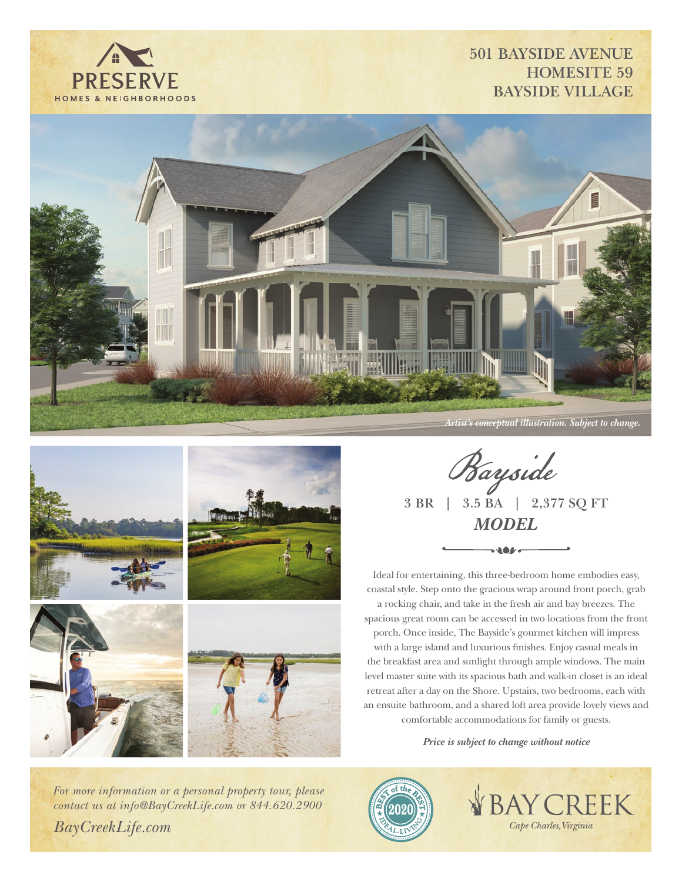PRESERVE
HOMES & NEIGHBORHOODS

**501 BAYSIDE AVENUE**
**HOMESITE 59**
**BAYSIDE VILLAGE**

*Artist's conceptual illustration. Subject to change.*

# *Bayside*

**3 BR | 3.5 BA | 2,377 SQ FT**

***MODEL***

Ideal for entertaining, this three-bedroom home embodies easy, coastal style. Step onto the gracious wrap around front porch, grab a rocking chair, and take in the fresh air and bay breezes. The spacious great room can be accessed in two locations from the front porch. Once inside, The Bayside's gourmet kitchen will impress with a large island and luxurious finishes. Enjoy casual meals in the breakfast area and sunlight through ample windows. The main level master suite with its spacious bath and walk-in closet is an ideal retreat after a day on the Shore. Upstairs, two bedrooms, each with an ensuite bathroom, and a shared loft area provide lovely views and comfortable accommodations for family or guests.

***Price is subject to change without notice***

*For more information or a personal property tour, please contact us at info@BayCreekLife.com or 844.620.2900*

*BayCreekLife.com*

BEST of the BEST 2020 IDEAL-LIVING

BAY CREEK
*Cape Charles, Virginia*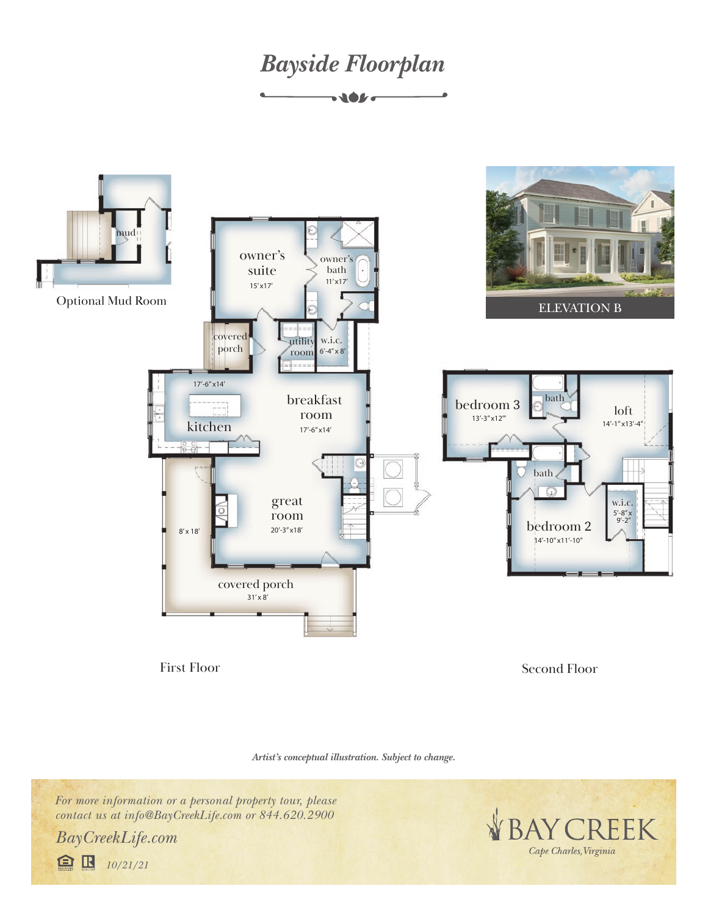# *Bayside Floorplan*

Optional Mud Room

mud

owner's suite
15'x17'

owner's bath
11'x17'

covered porch

utility room

w.i.c.
6'-4" x 8'

17'-6"x14'

kitchen

breakfast room
17'-6"x14'

great room
20'-3"x18'

8' x 18'

covered porch
31' x 8'

First Floor

ELEVATION B

bedroom 3
13'-3"x12"'

bath

loft
14'-1"x13'-4"

bath

w.i.c.
5'-8" x 9'-2"

bedroom 2
14'-10"x11'-10"

Second Floor

*Artist's conceptual illustration. Subject to change.*

*For more information or a personal property tour, please contact us at info@BayCreekLife.com or 844.620.2900*

*BayCreekLife.com*

*10/21/21*

BAY CREEK
*Cape Charles, Virginia*